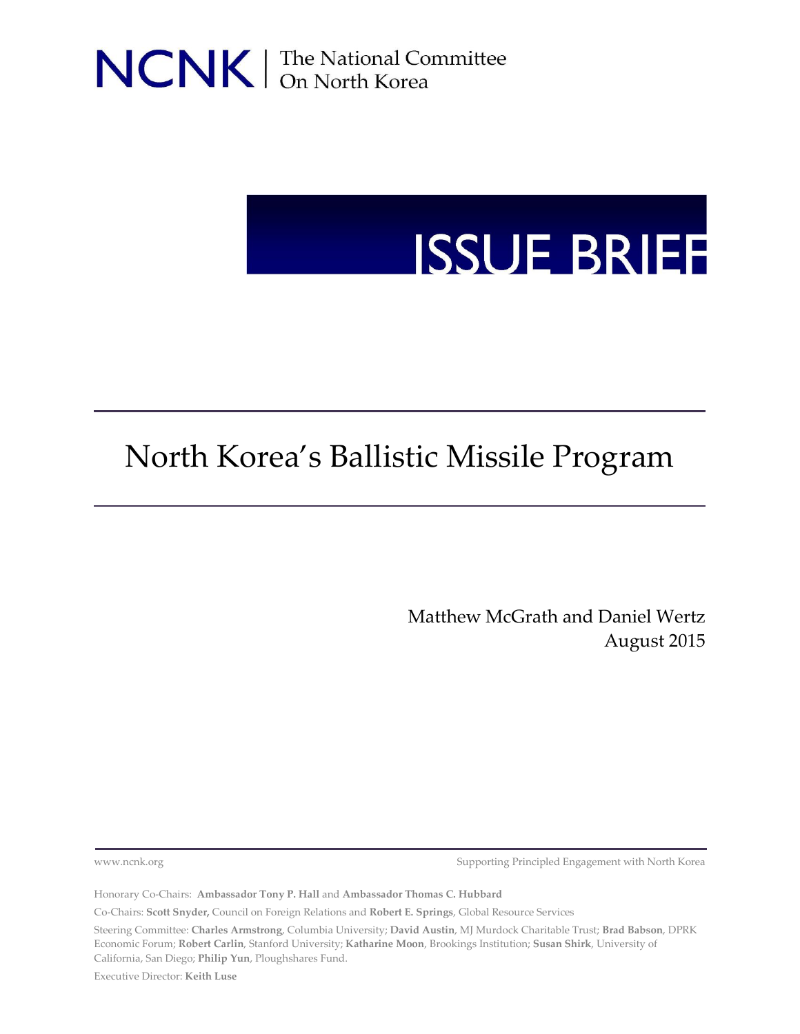NCNK | The National Committee On North Korea

ISSUE BRIEF

# North Korea's Ballistic Missile Program

Matthew McGrath and Daniel Wertz
August 2015

www.ncnk.org

Supporting Principled Engagement with North Korea

Honorary Co-Chairs: **Ambassador Tony P. Hall** and **Ambassador Thomas C. Hubbard**

Co-Chairs: **Scott Snyder,** Council on Foreign Relations and **Robert E. Springs**, Global Resource Services

Steering Committee: **Charles Armstrong**, Columbia University; **David Austin**, MJ Murdock Charitable Trust; **Brad Babson**, DPRK Economic Forum; **Robert Carlin**, Stanford University; **Katharine Moon**, Brookings Institution; **Susan Shirk**, University of California, San Diego; **Philip Yun**, Ploughshares Fund.

Executive Director: **Keith Luse**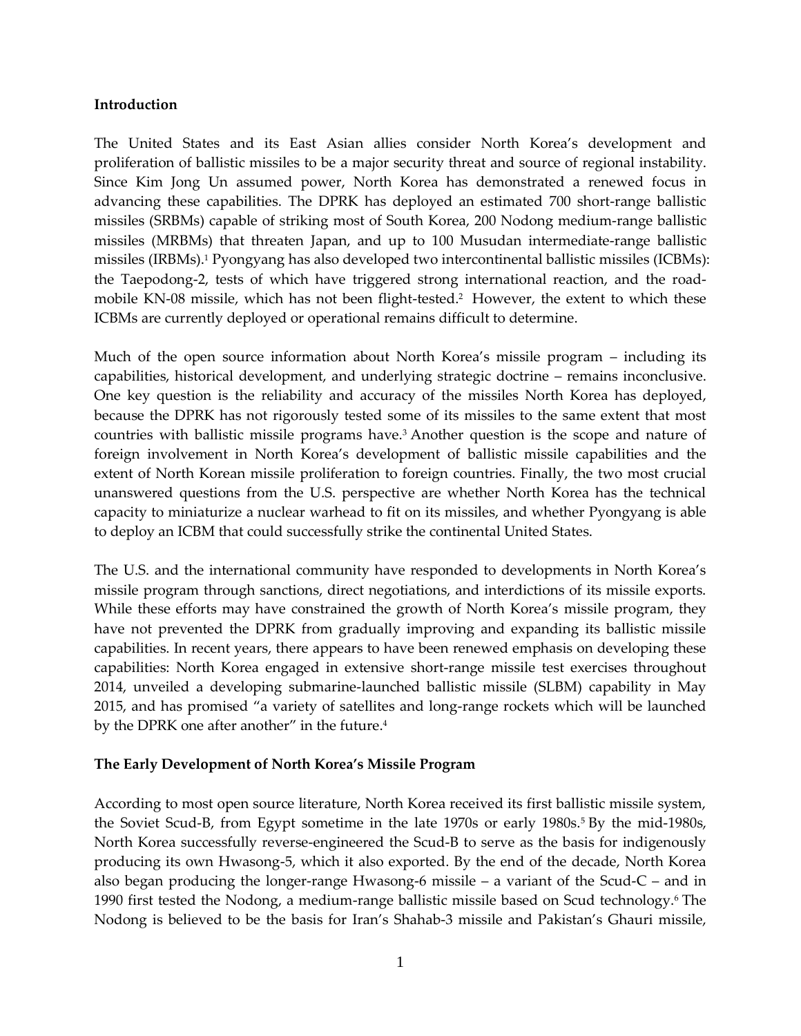**Introduction**

The United States and its East Asian allies consider North Korea's development and proliferation of ballistic missiles to be a major security threat and source of regional instability. Since Kim Jong Un assumed power, North Korea has demonstrated a renewed focus in advancing these capabilities. The DPRK has deployed an estimated 700 short-range ballistic missiles (SRBMs) capable of striking most of South Korea, 200 Nodong medium-range ballistic missiles (MRBMs) that threaten Japan, and up to 100 Musudan intermediate-range ballistic missiles (IRBMs).[1] Pyongyang has also developed two intercontinental ballistic missiles (ICBMs): the Taepodong-2, tests of which have triggered strong international reaction, and the road-mobile KN-08 missile, which has not been flight-tested.[2] However, the extent to which these ICBMs are currently deployed or operational remains difficult to determine.

Much of the open source information about North Korea's missile program – including its capabilities, historical development, and underlying strategic doctrine – remains inconclusive. One key question is the reliability and accuracy of the missiles North Korea has deployed, because the DPRK has not rigorously tested some of its missiles to the same extent that most countries with ballistic missile programs have.[3] Another question is the scope and nature of foreign involvement in North Korea's development of ballistic missile capabilities and the extent of North Korean missile proliferation to foreign countries. Finally, the two most crucial unanswered questions from the U.S. perspective are whether North Korea has the technical capacity to miniaturize a nuclear warhead to fit on its missiles, and whether Pyongyang is able to deploy an ICBM that could successfully strike the continental United States.

The U.S. and the international community have responded to developments in North Korea's missile program through sanctions, direct negotiations, and interdictions of its missile exports. While these efforts may have constrained the growth of North Korea's missile program, they have not prevented the DPRK from gradually improving and expanding its ballistic missile capabilities. In recent years, there appears to have been renewed emphasis on developing these capabilities: North Korea engaged in extensive short-range missile test exercises throughout 2014, unveiled a developing submarine-launched ballistic missile (SLBM) capability in May 2015, and has promised "a variety of satellites and long-range rockets which will be launched by the DPRK one after another" in the future.[4]

**The Early Development of North Korea's Missile Program**

According to most open source literature, North Korea received its first ballistic missile system, the Soviet Scud-B, from Egypt sometime in the late 1970s or early 1980s.[5] By the mid-1980s, North Korea successfully reverse-engineered the Scud-B to serve as the basis for indigenously producing its own Hwasong-5, which it also exported. By the end of the decade, North Korea also began producing the longer-range Hwasong-6 missile – a variant of the Scud-C – and in 1990 first tested the Nodong, a medium-range ballistic missile based on Scud technology.[6] The Nodong is believed to be the basis for Iran's Shahab-3 missile and Pakistan's Ghauri missile,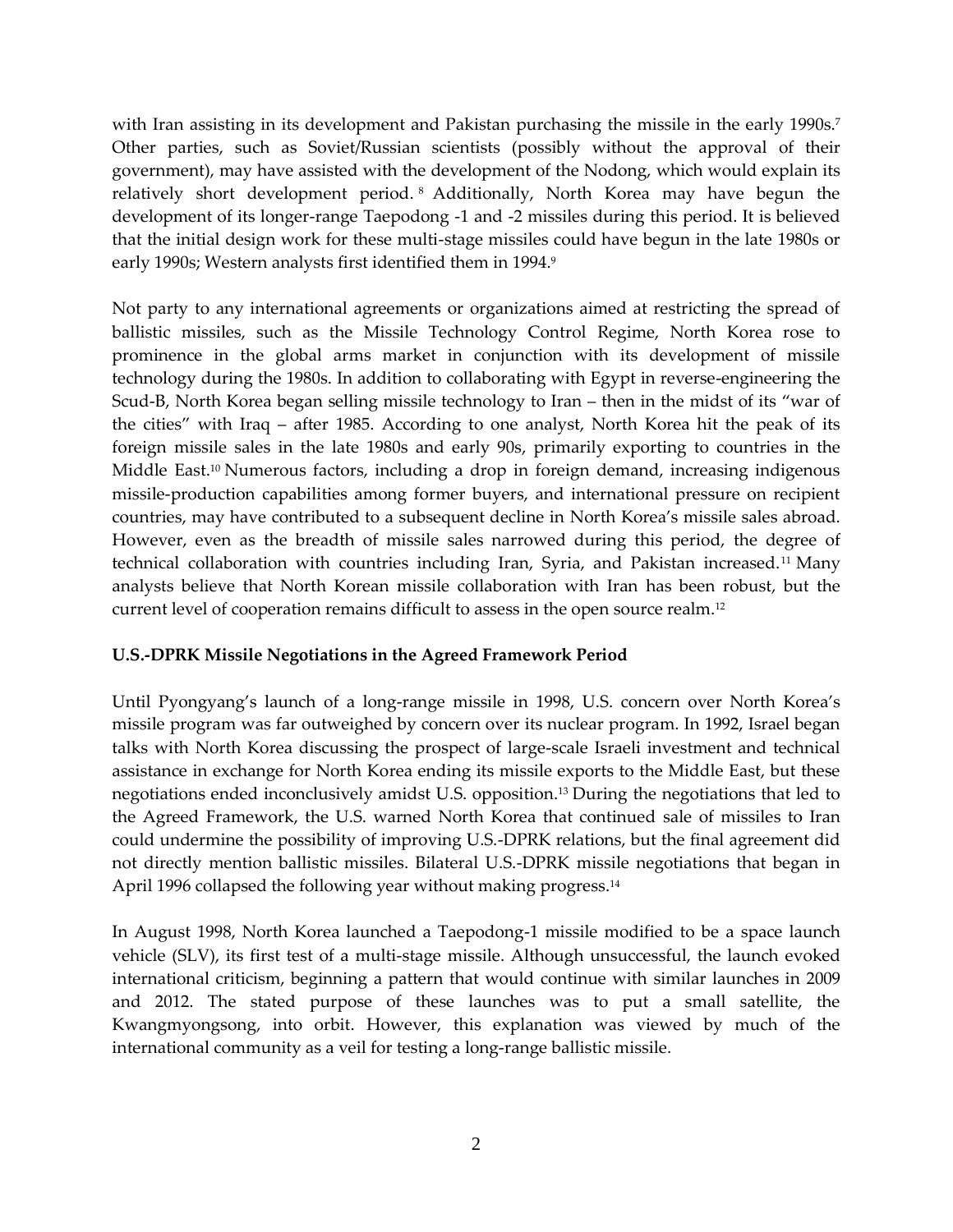with Iran assisting in its development and Pakistan purchasing the missile in the early 1990s.[7] Other parties, such as Soviet/Russian scientists (possibly without the approval of their government), may have assisted with the development of the Nodong, which would explain its relatively short development period.[8] Additionally, North Korea may have begun the development of its longer-range Taepodong -1 and -2 missiles during this period. It is believed that the initial design work for these multi-stage missiles could have begun in the late 1980s or early 1990s; Western analysts first identified them in 1994.[9]

Not party to any international agreements or organizations aimed at restricting the spread of ballistic missiles, such as the Missile Technology Control Regime, North Korea rose to prominence in the global arms market in conjunction with its development of missile technology during the 1980s. In addition to collaborating with Egypt in reverse-engineering the Scud-B, North Korea began selling missile technology to Iran – then in the midst of its "war of the cities" with Iraq – after 1985. According to one analyst, North Korea hit the peak of its foreign missile sales in the late 1980s and early 90s, primarily exporting to countries in the Middle East.[10] Numerous factors, including a drop in foreign demand, increasing indigenous missile-production capabilities among former buyers, and international pressure on recipient countries, may have contributed to a subsequent decline in North Korea's missile sales abroad. However, even as the breadth of missile sales narrowed during this period, the degree of technical collaboration with countries including Iran, Syria, and Pakistan increased.[11] Many analysts believe that North Korean missile collaboration with Iran has been robust, but the current level of cooperation remains difficult to assess in the open source realm.[12]

**U.S.-DPRK Missile Negotiations in the Agreed Framework Period**

Until Pyongyang's launch of a long-range missile in 1998, U.S. concern over North Korea's missile program was far outweighed by concern over its nuclear program. In 1992, Israel began talks with North Korea discussing the prospect of large-scale Israeli investment and technical assistance in exchange for North Korea ending its missile exports to the Middle East, but these negotiations ended inconclusively amidst U.S. opposition.[13] During the negotiations that led to the Agreed Framework, the U.S. warned North Korea that continued sale of missiles to Iran could undermine the possibility of improving U.S.-DPRK relations, but the final agreement did not directly mention ballistic missiles. Bilateral U.S.-DPRK missile negotiations that began in April 1996 collapsed the following year without making progress.[14]

In August 1998, North Korea launched a Taepodong-1 missile modified to be a space launch vehicle (SLV), its first test of a multi-stage missile. Although unsuccessful, the launch evoked international criticism, beginning a pattern that would continue with similar launches in 2009 and 2012. The stated purpose of these launches was to put a small satellite, the Kwangmyongsong, into orbit. However, this explanation was viewed by much of the international community as a veil for testing a long-range ballistic missile.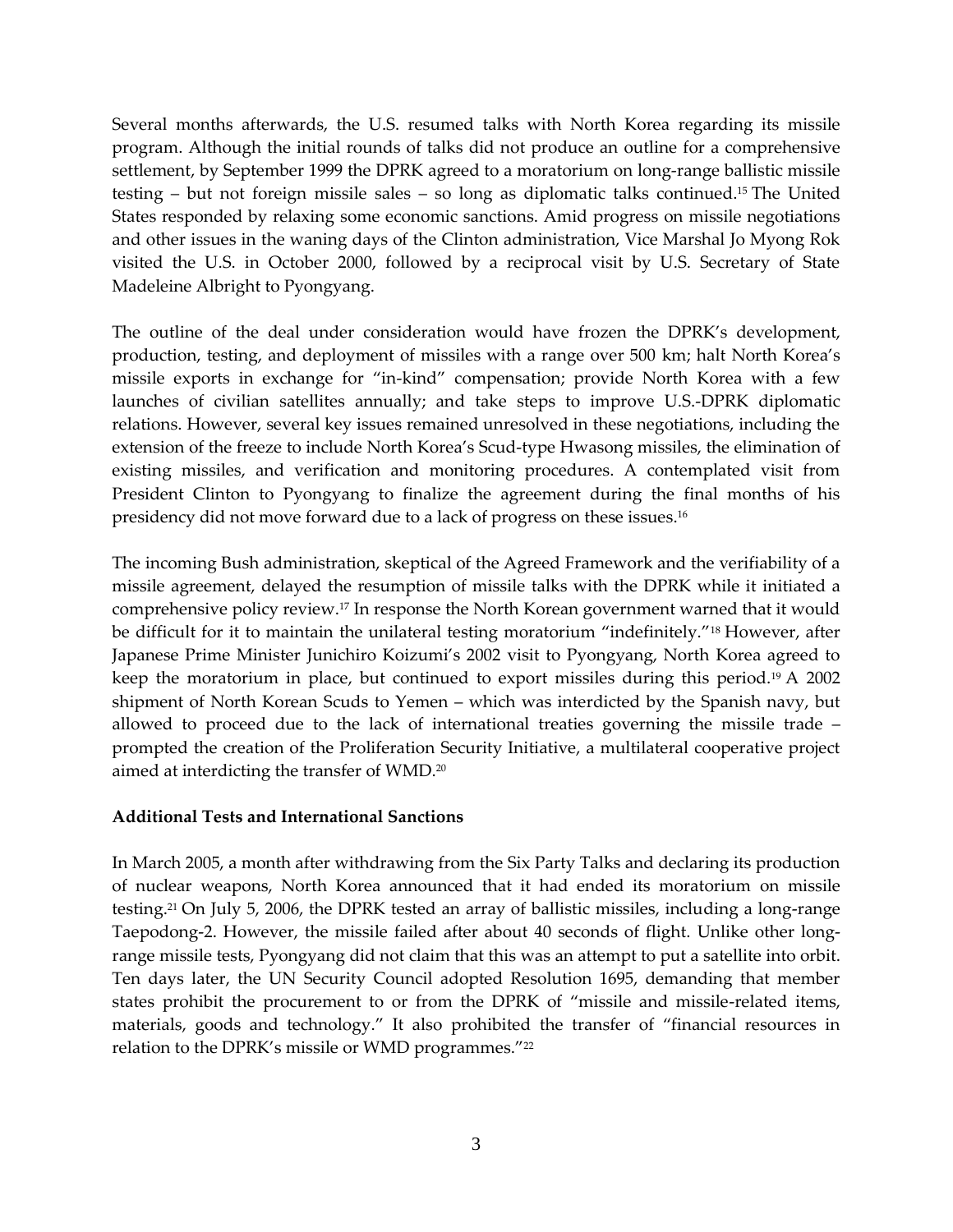Several months afterwards, the U.S. resumed talks with North Korea regarding its missile program. Although the initial rounds of talks did not produce an outline for a comprehensive settlement, by September 1999 the DPRK agreed to a moratorium on long-range ballistic missile testing – but not foreign missile sales – so long as diplomatic talks continued.[15] The United States responded by relaxing some economic sanctions. Amid progress on missile negotiations and other issues in the waning days of the Clinton administration, Vice Marshal Jo Myong Rok visited the U.S. in October 2000, followed by a reciprocal visit by U.S. Secretary of State Madeleine Albright to Pyongyang.

The outline of the deal under consideration would have frozen the DPRK's development, production, testing, and deployment of missiles with a range over 500 km; halt North Korea's missile exports in exchange for "in-kind" compensation; provide North Korea with a few launches of civilian satellites annually; and take steps to improve U.S.-DPRK diplomatic relations. However, several key issues remained unresolved in these negotiations, including the extension of the freeze to include North Korea's Scud-type Hwasong missiles, the elimination of existing missiles, and verification and monitoring procedures. A contemplated visit from President Clinton to Pyongyang to finalize the agreement during the final months of his presidency did not move forward due to a lack of progress on these issues.[16]

The incoming Bush administration, skeptical of the Agreed Framework and the verifiability of a missile agreement, delayed the resumption of missile talks with the DPRK while it initiated a comprehensive policy review.[17] In response the North Korean government warned that it would be difficult for it to maintain the unilateral testing moratorium "indefinitely."[18] However, after Japanese Prime Minister Junichiro Koizumi's 2002 visit to Pyongyang, North Korea agreed to keep the moratorium in place, but continued to export missiles during this period.[19] A 2002 shipment of North Korean Scuds to Yemen – which was interdicted by the Spanish navy, but allowed to proceed due to the lack of international treaties governing the missile trade – prompted the creation of the Proliferation Security Initiative, a multilateral cooperative project aimed at interdicting the transfer of WMD.[20]

**Additional Tests and International Sanctions**

In March 2005, a month after withdrawing from the Six Party Talks and declaring its production of nuclear weapons, North Korea announced that it had ended its moratorium on missile testing.[21] On July 5, 2006, the DPRK tested an array of ballistic missiles, including a long-range Taepodong-2. However, the missile failed after about 40 seconds of flight. Unlike other long-range missile tests, Pyongyang did not claim that this was an attempt to put a satellite into orbit. Ten days later, the UN Security Council adopted Resolution 1695, demanding that member states prohibit the procurement to or from the DPRK of "missile and missile-related items, materials, goods and technology." It also prohibited the transfer of "financial resources in relation to the DPRK's missile or WMD programmes."[22]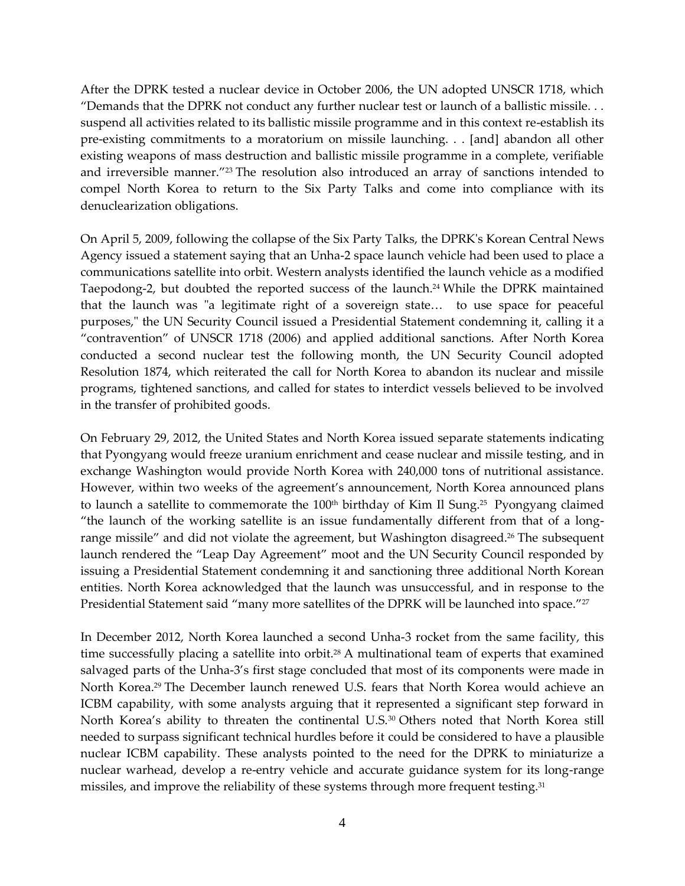After the DPRK tested a nuclear device in October 2006, the UN adopted UNSCR 1718, which "Demands that the DPRK not conduct any further nuclear test or launch of a ballistic missile. . . suspend all activities related to its ballistic missile programme and in this context re-establish its pre-existing commitments to a moratorium on missile launching. . . [and] abandon all other existing weapons of mass destruction and ballistic missile programme in a complete, verifiable and irreversible manner."[23] The resolution also introduced an array of sanctions intended to compel North Korea to return to the Six Party Talks and come into compliance with its denuclearization obligations.

On April 5, 2009, following the collapse of the Six Party Talks, the DPRK's Korean Central News Agency issued a statement saying that an Unha-2 space launch vehicle had been used to place a communications satellite into orbit. Western analysts identified the launch vehicle as a modified Taepodong-2, but doubted the reported success of the launch.[24] While the DPRK maintained that the launch was "a legitimate right of a sovereign state… to use space for peaceful purposes," the UN Security Council issued a Presidential Statement condemning it, calling it a "contravention" of UNSCR 1718 (2006) and applied additional sanctions. After North Korea conducted a second nuclear test the following month, the UN Security Council adopted Resolution 1874, which reiterated the call for North Korea to abandon its nuclear and missile programs, tightened sanctions, and called for states to interdict vessels believed to be involved in the transfer of prohibited goods.

On February 29, 2012, the United States and North Korea issued separate statements indicating that Pyongyang would freeze uranium enrichment and cease nuclear and missile testing, and in exchange Washington would provide North Korea with 240,000 tons of nutritional assistance. However, within two weeks of the agreement's announcement, North Korea announced plans to launch a satellite to commemorate the 100th birthday of Kim Il Sung.[25] Pyongyang claimed "the launch of the working satellite is an issue fundamentally different from that of a long-range missile" and did not violate the agreement, but Washington disagreed.[26] The subsequent launch rendered the "Leap Day Agreement" moot and the UN Security Council responded by issuing a Presidential Statement condemning it and sanctioning three additional North Korean entities. North Korea acknowledged that the launch was unsuccessful, and in response to the Presidential Statement said "many more satellites of the DPRK will be launched into space."[27]

In December 2012, North Korea launched a second Unha-3 rocket from the same facility, this time successfully placing a satellite into orbit.[28] A multinational team of experts that examined salvaged parts of the Unha-3's first stage concluded that most of its components were made in North Korea.[29] The December launch renewed U.S. fears that North Korea would achieve an ICBM capability, with some analysts arguing that it represented a significant step forward in North Korea's ability to threaten the continental U.S.[30] Others noted that North Korea still needed to surpass significant technical hurdles before it could be considered to have a plausible nuclear ICBM capability. These analysts pointed to the need for the DPRK to miniaturize a nuclear warhead, develop a re-entry vehicle and accurate guidance system for its long-range missiles, and improve the reliability of these systems through more frequent testing.[31]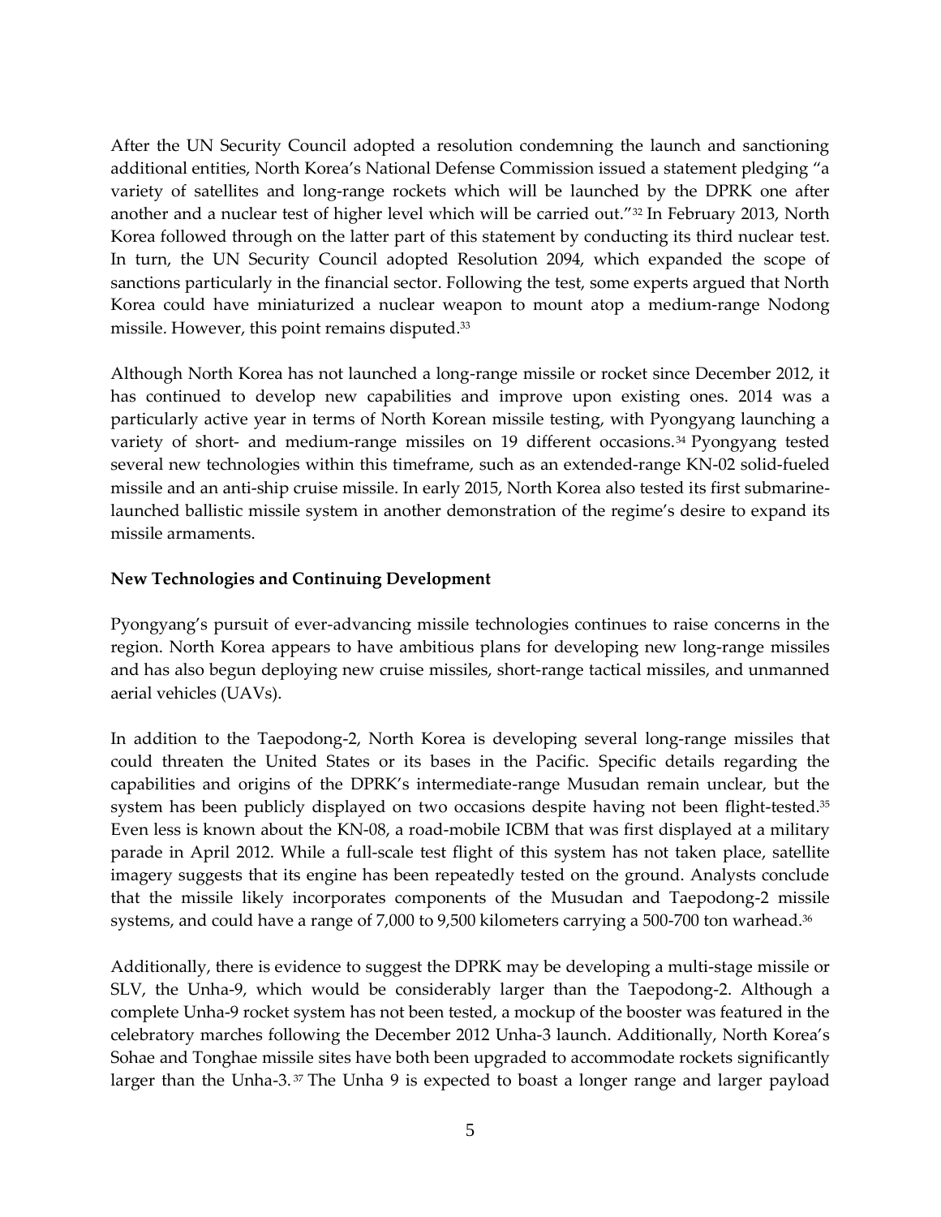After the UN Security Council adopted a resolution condemning the launch and sanctioning additional entities, North Korea's National Defense Commission issued a statement pledging "a variety of satellites and long-range rockets which will be launched by the DPRK one after another and a nuclear test of higher level which will be carried out."[32] In February 2013, North Korea followed through on the latter part of this statement by conducting its third nuclear test. In turn, the UN Security Council adopted Resolution 2094, which expanded the scope of sanctions particularly in the financial sector. Following the test, some experts argued that North Korea could have miniaturized a nuclear weapon to mount atop a medium-range Nodong missile. However, this point remains disputed.[33]

Although North Korea has not launched a long-range missile or rocket since December 2012, it has continued to develop new capabilities and improve upon existing ones. 2014 was a particularly active year in terms of North Korean missile testing, with Pyongyang launching a variety of short- and medium-range missiles on 19 different occasions.[34] Pyongyang tested several new technologies within this timeframe, such as an extended-range KN-02 solid-fueled missile and an anti-ship cruise missile. In early 2015, North Korea also tested its first submarine-launched ballistic missile system in another demonstration of the regime's desire to expand its missile armaments.

**New Technologies and Continuing Development**

Pyongyang's pursuit of ever-advancing missile technologies continues to raise concerns in the region. North Korea appears to have ambitious plans for developing new long-range missiles and has also begun deploying new cruise missiles, short-range tactical missiles, and unmanned aerial vehicles (UAVs).

In addition to the Taepodong-2, North Korea is developing several long-range missiles that could threaten the United States or its bases in the Pacific. Specific details regarding the capabilities and origins of the DPRK's intermediate-range Musudan remain unclear, but the system has been publicly displayed on two occasions despite having not been flight-tested.[35] Even less is known about the KN-08, a road-mobile ICBM that was first displayed at a military parade in April 2012. While a full-scale test flight of this system has not taken place, satellite imagery suggests that its engine has been repeatedly tested on the ground. Analysts conclude that the missile likely incorporates components of the Musudan and Taepodong-2 missile systems, and could have a range of 7,000 to 9,500 kilometers carrying a 500-700 ton warhead.[36]

Additionally, there is evidence to suggest the DPRK may be developing a multi-stage missile or SLV, the Unha-9, which would be considerably larger than the Taepodong-2. Although a complete Unha-9 rocket system has not been tested, a mockup of the booster was featured in the celebratory marches following the December 2012 Unha-3 launch. Additionally, North Korea's Sohae and Tonghae missile sites have both been upgraded to accommodate rockets significantly larger than the Unha-3.[37] The Unha 9 is expected to boast a longer range and larger payload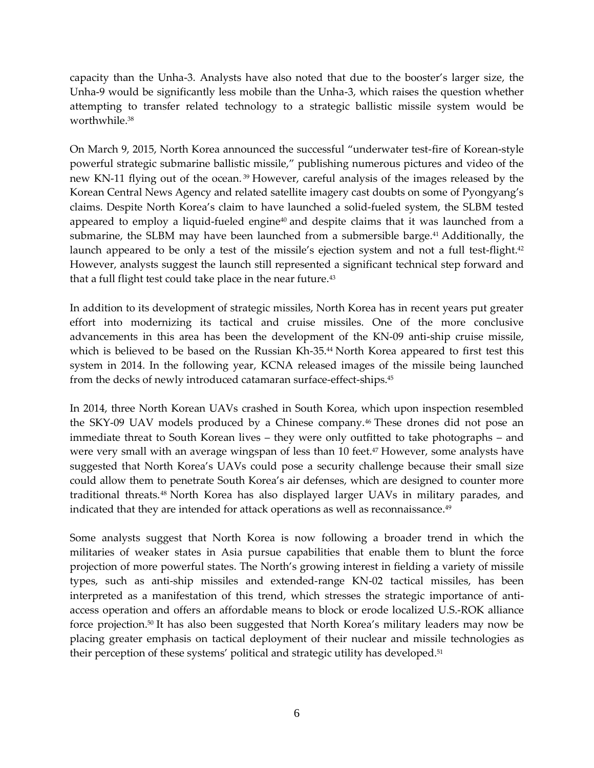capacity than the Unha-3. Analysts have also noted that due to the booster's larger size, the Unha-9 would be significantly less mobile than the Unha-3, which raises the question whether attempting to transfer related technology to a strategic ballistic missile system would be worthwhile.[38]

On March 9, 2015, North Korea announced the successful "underwater test-fire of Korean-style powerful strategic submarine ballistic missile," publishing numerous pictures and video of the new KN-11 flying out of the ocean.[39] However, careful analysis of the images released by the Korean Central News Agency and related satellite imagery cast doubts on some of Pyongyang's claims. Despite North Korea's claim to have launched a solid-fueled system, the SLBM tested appeared to employ a liquid-fueled engine[40] and despite claims that it was launched from a submarine, the SLBM may have been launched from a submersible barge.[41] Additionally, the launch appeared to be only a test of the missile's ejection system and not a full test-flight.[42] However, analysts suggest the launch still represented a significant technical step forward and that a full flight test could take place in the near future.[43]

In addition to its development of strategic missiles, North Korea has in recent years put greater effort into modernizing its tactical and cruise missiles. One of the more conclusive advancements in this area has been the development of the KN-09 anti-ship cruise missile, which is believed to be based on the Russian Kh-35.[44] North Korea appeared to first test this system in 2014. In the following year, KCNA released images of the missile being launched from the decks of newly introduced catamaran surface-effect-ships.[45]

In 2014, three North Korean UAVs crashed in South Korea, which upon inspection resembled the SKY-09 UAV models produced by a Chinese company.[46] These drones did not pose an immediate threat to South Korean lives – they were only outfitted to take photographs – and were very small with an average wingspan of less than 10 feet.[47] However, some analysts have suggested that North Korea's UAVs could pose a security challenge because their small size could allow them to penetrate South Korea's air defenses, which are designed to counter more traditional threats.[48] North Korea has also displayed larger UAVs in military parades, and indicated that they are intended for attack operations as well as reconnaissance.[49]

Some analysts suggest that North Korea is now following a broader trend in which the militaries of weaker states in Asia pursue capabilities that enable them to blunt the force projection of more powerful states. The North's growing interest in fielding a variety of missile types, such as anti-ship missiles and extended-range KN-02 tactical missiles, has been interpreted as a manifestation of this trend, which stresses the strategic importance of anti-access operation and offers an affordable means to block or erode localized U.S.-ROK alliance force projection.[50] It has also been suggested that North Korea's military leaders may now be placing greater emphasis on tactical deployment of their nuclear and missile technologies as their perception of these systems' political and strategic utility has developed.[51]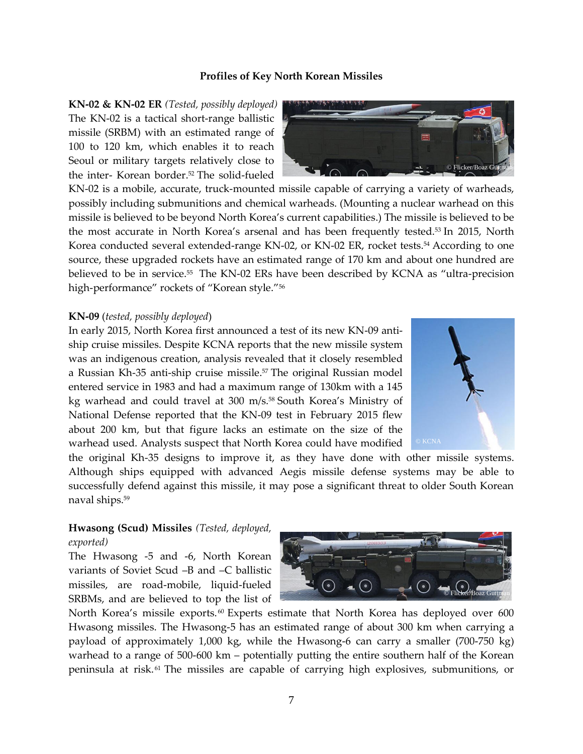### Profiles of Key North Korean Missiles

**KN-02 & KN-02 ER** *(Tested, possibly deployed)*
The KN-02 is a tactical short-range ballistic missile (SRBM) with an estimated range of 100 to 120 km, which enables it to reach Seoul or military targets relatively close to the inter- Korean border.[52] The solid-fueled KN-02 is a mobile, accurate, truck-mounted missile capable of carrying a variety of warheads, possibly including submunitions and chemical warheads. (Mounting a nuclear warhead on this missile is believed to be beyond North Korea's current capabilities.) The missile is believed to be the most accurate in North Korea's arsenal and has been frequently tested.[53] In 2015, North Korea conducted several extended-range KN-02, or KN-02 ER, rocket tests.[54] According to one source, these upgraded rockets have an estimated range of 170 km and about one hundred are believed to be in service.[55] The KN-02 ERs have been described by KCNA as "ultra-precision high-performance" rockets of "Korean style."[56]

**KN-09** (*tested, possibly deployed*)
In early 2015, North Korea first announced a test of its new KN-09 anti-ship cruise missiles. Despite KCNA reports that the new missile system was an indigenous creation, analysis revealed that it closely resembled a Russian Kh-35 anti-ship cruise missile.[57] The original Russian model entered service in 1983 and had a maximum range of 130km with a 145 kg warhead and could travel at 300 m/s.[58] South Korea's Ministry of National Defense reported that the KN-09 test in February 2015 flew about 200 km, but that figure lacks an estimate on the size of the warhead used. Analysts suspect that North Korea could have modified the original Kh-35 designs to improve it, as they have done with other missile systems. Although ships equipped with advanced Aegis missile defense systems may be able to successfully defend against this missile, it may pose a significant threat to older South Korean naval ships.[59]

**Hwasong (Scud) Missiles** *(Tested, deployed, exported)*
The Hwasong -5 and -6, North Korean variants of Soviet Scud –B and –C ballistic missiles, are road-mobile, liquid-fueled SRBMs, and are believed to top the list of North Korea's missile exports.[60] Experts estimate that North Korea has deployed over 600 Hwasong missiles. The Hwasong-5 has an estimated range of about 300 km when carrying a payload of approximately 1,000 kg, while the Hwasong-6 can carry a smaller (700-750 kg) warhead to a range of 500-600 km – potentially putting the entire southern half of the Korean peninsula at risk.[61] The missiles are capable of carrying high explosives, submunitions, or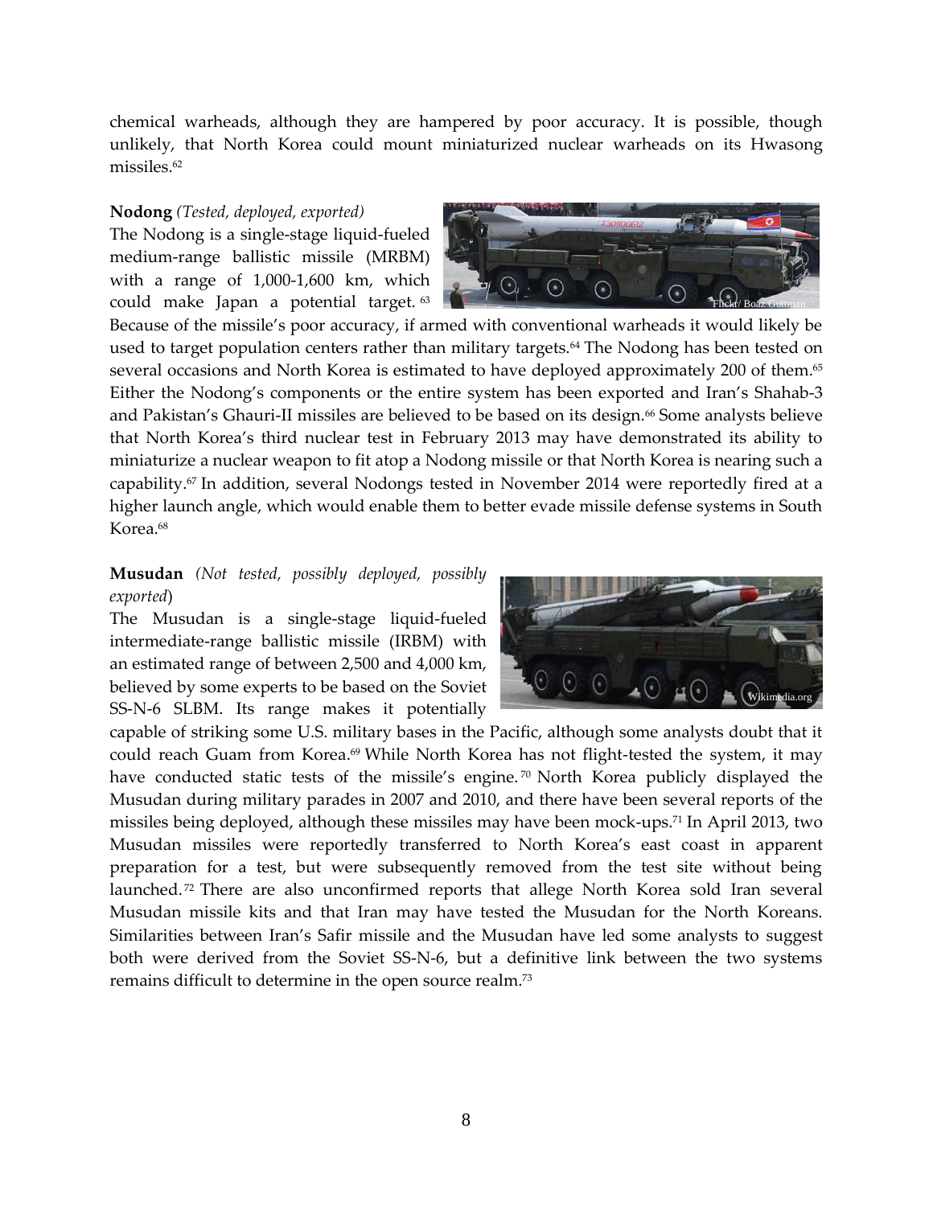chemical warheads, although they are hampered by poor accuracy. It is possible, though unlikely, that North Korea could mount miniaturized nuclear warheads on its Hwasong missiles.[62]

**Nodong** *(Tested, deployed, exported)*

The Nodong is a single-stage liquid-fueled medium-range ballistic missile (MRBM) with a range of 1,000-1,600 km, which could make Japan a potential target.[63] Because of the missile's poor accuracy, if armed with conventional warheads it would likely be used to target population centers rather than military targets.[64] The Nodong has been tested on several occasions and North Korea is estimated to have deployed approximately 200 of them.[65] Either the Nodong's components or the entire system has been exported and Iran's Shahab-3 and Pakistan's Ghauri-II missiles are believed to be based on its design.[66] Some analysts believe that North Korea's third nuclear test in February 2013 may have demonstrated its ability to miniaturize a nuclear weapon to fit atop a Nodong missile or that North Korea is nearing such a capability.[67] In addition, several Nodongs tested in November 2014 were reportedly fired at a higher launch angle, which would enable them to better evade missile defense systems in South Korea.[68]

**Musudan** *(Not tested, possibly deployed, possibly exported)*

The Musudan is a single-stage liquid-fueled intermediate-range ballistic missile (IRBM) with an estimated range of between 2,500 and 4,000 km, believed by some experts to be based on the Soviet SS-N-6 SLBM. Its range makes it potentially capable of striking some U.S. military bases in the Pacific, although some analysts doubt that it could reach Guam from Korea.[69] While North Korea has not flight-tested the system, it may have conducted static tests of the missile's engine.[70] North Korea publicly displayed the Musudan during military parades in 2007 and 2010, and there have been several reports of the missiles being deployed, although these missiles may have been mock-ups.[71] In April 2013, two Musudan missiles were reportedly transferred to North Korea's east coast in apparent preparation for a test, but were subsequently removed from the test site without being launched.[72] There are also unconfirmed reports that allege North Korea sold Iran several Musudan missile kits and that Iran may have tested the Musudan for the North Koreans. Similarities between Iran's Safir missile and the Musudan have led some analysts to suggest both were derived from the Soviet SS-N-6, but a definitive link between the two systems remains difficult to determine in the open source realm.[73]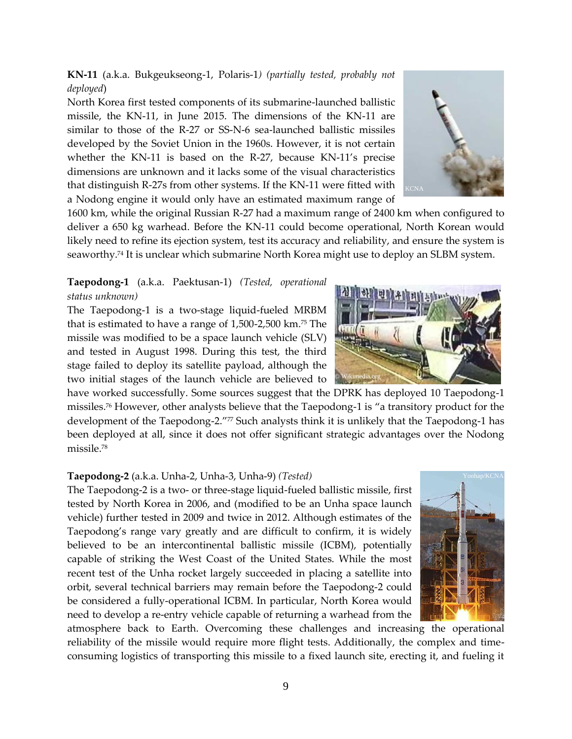**KN-11** (a.k.a. Bukgeukseong-1, Polaris-1*) (partially tested, probably not deployed*)

North Korea first tested components of its submarine-launched ballistic missile, the KN-11, in June 2015. The dimensions of the KN-11 are similar to those of the R-27 or SS-N-6 sea-launched ballistic missiles developed by the Soviet Union in the 1960s. However, it is not certain whether the KN-11 is based on the R-27, because KN-11's precise dimensions are unknown and it lacks some of the visual characteristics that distinguish R-27s from other systems. If the KN-11 were fitted with a Nodong engine it would only have an estimated maximum range of 1600 km, while the original Russian R-27 had a maximum range of 2400 km when configured to deliver a 650 kg warhead. Before the KN-11 could become operational, North Korean would likely need to refine its ejection system, test its accuracy and reliability, and ensure the system is seaworthy.[74] It is unclear which submarine North Korea might use to deploy an SLBM system.

**Taepodong-1** (a.k.a. Paektusan-1) *(Tested, operational status unknown)*

The Taepodong-1 is a two-stage liquid-fueled MRBM that is estimated to have a range of 1,500-2,500 km.[75] The missile was modified to be a space launch vehicle (SLV) and tested in August 1998. During this test, the third stage failed to deploy its satellite payload, although the two initial stages of the launch vehicle are believed to have worked successfully. Some sources suggest that the DPRK has deployed 10 Taepodong-1 missiles.[76] However, other analysts believe that the Taepodong-1 is "a transitory product for the development of the Taepodong-2."[77] Such analysts think it is unlikely that the Taepodong-1 has been deployed at all, since it does not offer significant strategic advantages over the Nodong missile.[78]

**Taepodong-2** (a.k.a. Unha-2, Unha-3, Unha-9) *(Tested)*

The Taepodong-2 is a two- or three-stage liquid-fueled ballistic missile, first tested by North Korea in 2006, and (modified to be an Unha space launch vehicle) further tested in 2009 and twice in 2012. Although estimates of the Taepodong's range vary greatly and are difficult to confirm, it is widely believed to be an intercontinental ballistic missile (ICBM), potentially capable of striking the West Coast of the United States. While the most recent test of the Unha rocket largely succeeded in placing a satellite into orbit, several technical barriers may remain before the Taepodong-2 could be considered a fully-operational ICBM. In particular, North Korea would need to develop a re-entry vehicle capable of returning a warhead from the atmosphere back to Earth. Overcoming these challenges and increasing the operational reliability of the missile would require more flight tests. Additionally, the complex and time-consuming logistics of transporting this missile to a fixed launch site, erecting it, and fueling it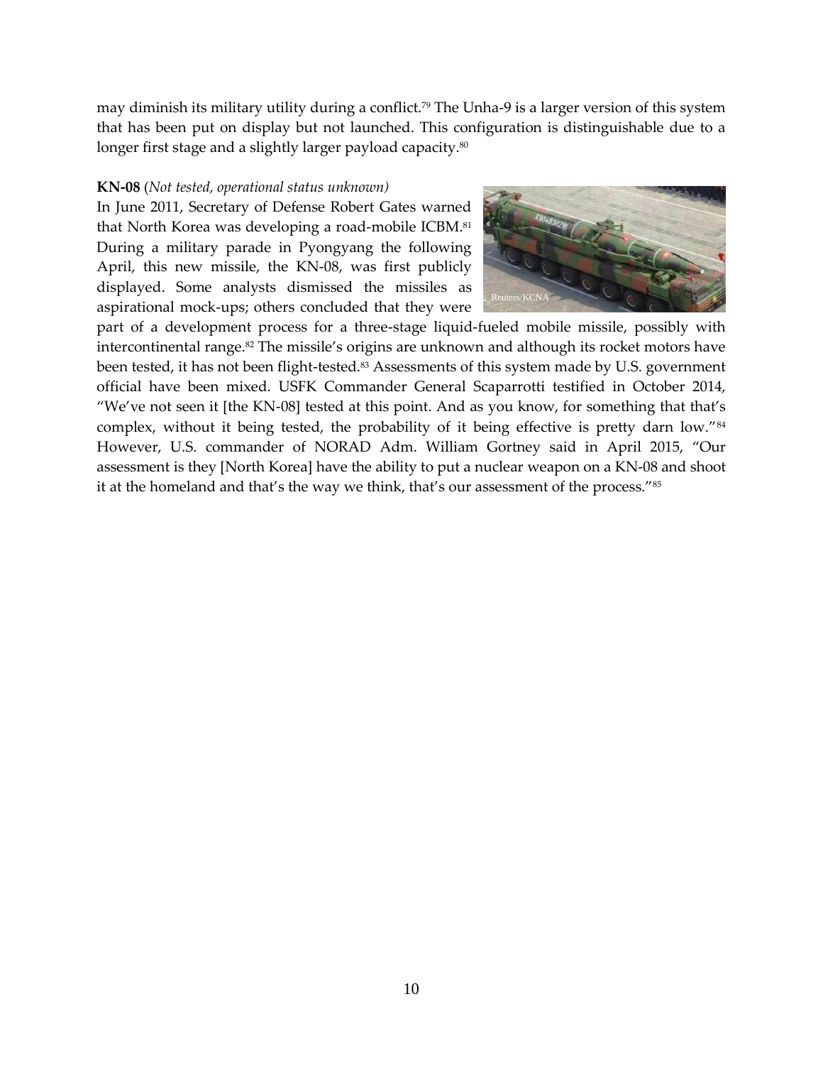may diminish its military utility during a conflict.[79] The Unha-9 is a larger version of this system that has been put on display but not launched. This configuration is distinguishable due to a longer first stage and a slightly larger payload capacity.[80]

**KN-08** (*Not tested, operational status unknown)*

In June 2011, Secretary of Defense Robert Gates warned that North Korea was developing a road-mobile ICBM.[81] During a military parade in Pyongyang the following April, this new missile, the KN-08, was first publicly displayed. Some analysts dismissed the missiles as aspirational mock-ups; others concluded that they were part of a development process for a three-stage liquid-fueled mobile missile, possibly with intercontinental range.[82] The missile's origins are unknown and although its rocket motors have been tested, it has not been flight-tested.[83] Assessments of this system made by U.S. government official have been mixed. USFK Commander General Scaparrotti testified in October 2014, "We've not seen it [the KN-08] tested at this point. And as you know, for something that that's complex, without it being tested, the probability of it being effective is pretty darn low."[84] However, U.S. commander of NORAD Adm. William Gortney said in April 2015, "Our assessment is they [North Korea] have the ability to put a nuclear weapon on a KN-08 and shoot it at the homeland and that's the way we think, that's our assessment of the process."[85]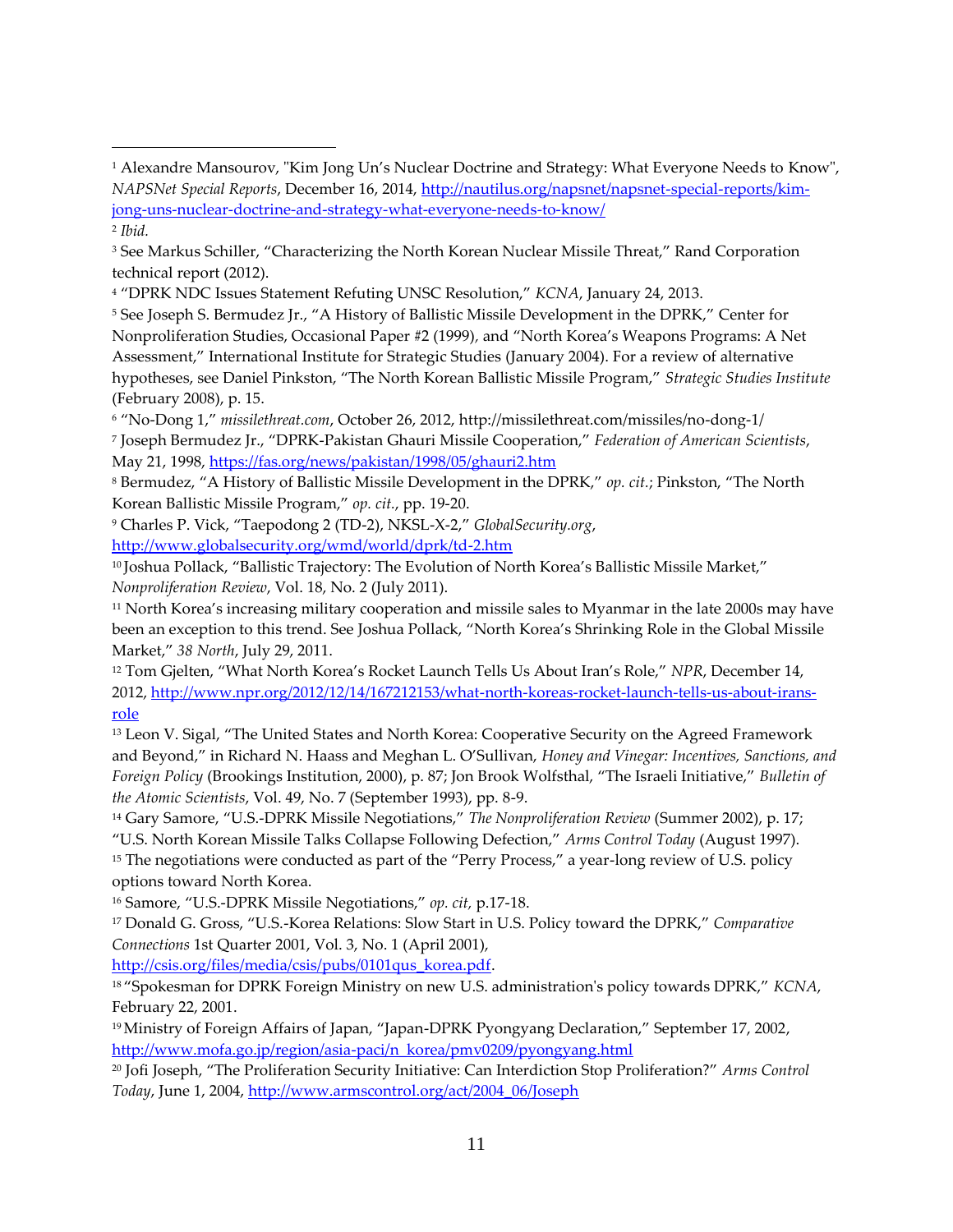---

[1] Alexandre Mansourov, "Kim Jong Un's Nuclear Doctrine and Strategy: What Everyone Needs to Know", *NAPSNet Special Reports*, December 16, 2014, http://nautilus.org/napsnet/napsnet-special-reports/kim-jong-uns-nuclear-doctrine-and-strategy-what-everyone-needs-to-know/

[2] *Ibid.*

[3] See Markus Schiller, "Characterizing the North Korean Nuclear Missile Threat," Rand Corporation technical report (2012).

[4] "DPRK NDC Issues Statement Refuting UNSC Resolution," *KCNA*, January 24, 2013.

[5] See Joseph S. Bermudez Jr., "A History of Ballistic Missile Development in the DPRK," Center for Nonproliferation Studies, Occasional Paper #2 (1999), and "North Korea's Weapons Programs: A Net Assessment," International Institute for Strategic Studies (January 2004). For a review of alternative hypotheses, see Daniel Pinkston, "The North Korean Ballistic Missile Program," *Strategic Studies Institute* (February 2008), p. 15.

[6] "No-Dong 1," *missilethreat.com*, October 26, 2012, http://missilethreat.com/missiles/no-dong-1/

[7] Joseph Bermudez Jr., "DPRK-Pakistan Ghauri Missile Cooperation," *Federation of American Scientists*, May 21, 1998, https://fas.org/news/pakistan/1998/05/ghauri2.htm

[8] Bermudez, "A History of Ballistic Missile Development in the DPRK," *op. cit.*; Pinkston, "The North Korean Ballistic Missile Program," *op. cit.*, pp. 19-20.

[9] Charles P. Vick, "Taepodong 2 (TD-2), NKSL-X-2," *GlobalSecurity.org*, http://www.globalsecurity.org/wmd/world/dprk/td-2.htm

[10] Joshua Pollack, "Ballistic Trajectory: The Evolution of North Korea's Ballistic Missile Market," *Nonproliferation Review*, Vol. 18, No. 2 (July 2011).

[11] North Korea's increasing military cooperation and missile sales to Myanmar in the late 2000s may have been an exception to this trend. See Joshua Pollack, "North Korea's Shrinking Role in the Global Missile Market," *38 North*, July 29, 2011.

[12] Tom Gjelten, "What North Korea's Rocket Launch Tells Us About Iran's Role," *NPR*, December 14, 2012, http://www.npr.org/2012/12/14/167212153/what-north-koreas-rocket-launch-tells-us-about-irans-role

[13] Leon V. Sigal, "The United States and North Korea: Cooperative Security on the Agreed Framework and Beyond," in Richard N. Haass and Meghan L. O'Sullivan, *Honey and Vinegar: Incentives, Sanctions, and Foreign Policy* (Brookings Institution, 2000), p. 87; Jon Brook Wolfsthal, "The Israeli Initiative," *Bulletin of the Atomic Scientists*, Vol. 49, No. 7 (September 1993), pp. 8-9.

[14] Gary Samore, "U.S.-DPRK Missile Negotiations," *The Nonproliferation Review* (Summer 2002), p. 17; "U.S. North Korean Missile Talks Collapse Following Defection," *Arms Control Today* (August 1997).

[15] The negotiations were conducted as part of the "Perry Process," a year-long review of U.S. policy options toward North Korea.

[16] Samore, "U.S.-DPRK Missile Negotiations," *op. cit,* p.17-18.

[17] Donald G. Gross, "U.S.-Korea Relations: Slow Start in U.S. Policy toward the DPRK," *Comparative Connections* 1st Quarter 2001, Vol. 3, No. 1 (April 2001), http://csis.org/files/media/csis/pubs/0101qus_korea.pdf.

[18] "Spokesman for DPRK Foreign Ministry on new U.S. administration's policy towards DPRK," *KCNA*, February 22, 2001.

[19] Ministry of Foreign Affairs of Japan, "Japan-DPRK Pyongyang Declaration," September 17, 2002, http://www.mofa.go.jp/region/asia-paci/n_korea/pmv0209/pyongyang.html

[20] Jofi Joseph, "The Proliferation Security Initiative: Can Interdiction Stop Proliferation?" *Arms Control Today*, June 1, 2004, http://www.armscontrol.org/act/2004_06/Joseph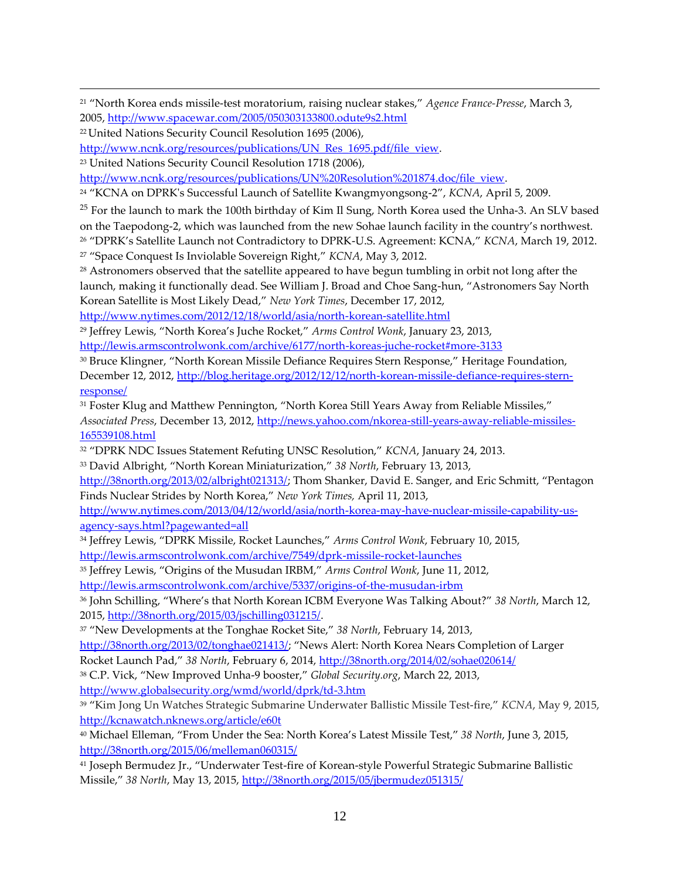[21] "North Korea ends missile-test moratorium, raising nuclear stakes," *Agence France-Presse*, March 3, 2005, http://www.spacewar.com/2005/050303133800.odute9s2.html

[22] United Nations Security Council Resolution 1695 (2006), http://www.ncnk.org/resources/publications/UN_Res_1695.pdf/file_view.

[23] United Nations Security Council Resolution 1718 (2006), http://www.ncnk.org/resources/publications/UN%20Resolution%201874.doc/file_view.

[24] "KCNA on DPRK's Successful Launch of Satellite Kwangmyongsong-2", *KCNA*, April 5, 2009.

[25] For the launch to mark the 100th birthday of Kim Il Sung, North Korea used the Unha-3. An SLV based on the Taepodong-2, which was launched from the new Sohae launch facility in the country's northwest.

[26] "DPRK's Satellite Launch not Contradictory to DPRK-U.S. Agreement: KCNA," *KCNA*, March 19, 2012.

[27] "Space Conquest Is Inviolable Sovereign Right," *KCNA*, May 3, 2012.

[28] Astronomers observed that the satellite appeared to have begun tumbling in orbit not long after the launch, making it functionally dead. See William J. Broad and Choe Sang-hun, "Astronomers Say North Korean Satellite is Most Likely Dead," *New York Times*, December 17, 2012, http://www.nytimes.com/2012/12/18/world/asia/north-korean-satellite.html

[29] Jeffrey Lewis, "North Korea's Juche Rocket," *Arms Control Wonk*, January 23, 2013, http://lewis.armscontrolwonk.com/archive/6177/north-koreas-juche-rocket#more-3133

[30] Bruce Klingner, "North Korean Missile Defiance Requires Stern Response," Heritage Foundation, December 12, 2012, http://blog.heritage.org/2012/12/12/north-korean-missile-defiance-requires-stern-response/

[31] Foster Klug and Matthew Pennington, "North Korea Still Years Away from Reliable Missiles," *Associated Press*, December 13, 2012, http://news.yahoo.com/nkorea-still-years-away-reliable-missiles-165539108.html

[32] "DPRK NDC Issues Statement Refuting UNSC Resolution," *KCNA*, January 24, 2013.

[33] David Albright, "North Korean Miniaturization," *38 North*, February 13, 2013, http://38north.org/2013/02/albright021313/; Thom Shanker, David E. Sanger, and Eric Schmitt, "Pentagon Finds Nuclear Strides by North Korea," *New York Times,* April 11, 2013, http://www.nytimes.com/2013/04/12/world/asia/north-korea-may-have-nuclear-missile-capability-us-agency-says.html?pagewanted=all

[34] Jeffrey Lewis, "DPRK Missile, Rocket Launches," *Arms Control Wonk*, February 10, 2015, http://lewis.armscontrolwonk.com/archive/7549/dprk-missile-rocket-launches

[35] Jeffrey Lewis, "Origins of the Musudan IRBM," *Arms Control Wonk*, June 11, 2012, http://lewis.armscontrolwonk.com/archive/5337/origins-of-the-musudan-irbm

[36] John Schilling, "Where's that North Korean ICBM Everyone Was Talking About?" *38 North*, March 12, 2015, http://38north.org/2015/03/jschilling031215/.

[37] "New Developments at the Tonghae Rocket Site," *38 North*, February 14, 2013, http://38north.org/2013/02/tonghae021413/; "News Alert: North Korea Nears Completion of Larger Rocket Launch Pad," *38 North*, February 6, 2014, http://38north.org/2014/02/sohae020614/

[38] C.P. Vick, "New Improved Unha-9 booster," *Global Security.org*, March 22, 2013, http://www.globalsecurity.org/wmd/world/dprk/td-3.htm

[39] "Kim Jong Un Watches Strategic Submarine Underwater Ballistic Missile Test-fire," *KCNA*, May 9, 2015, http://kcnawatch.nknews.org/article/e60t

[40] Michael Elleman, "From Under the Sea: North Korea's Latest Missile Test," *38 North*, June 3, 2015, http://38north.org/2015/06/melleman060315/

[41] Joseph Bermudez Jr., "Underwater Test-fire of Korean-style Powerful Strategic Submarine Ballistic Missile," *38 North*, May 13, 2015, http://38north.org/2015/05/jbermudez051315/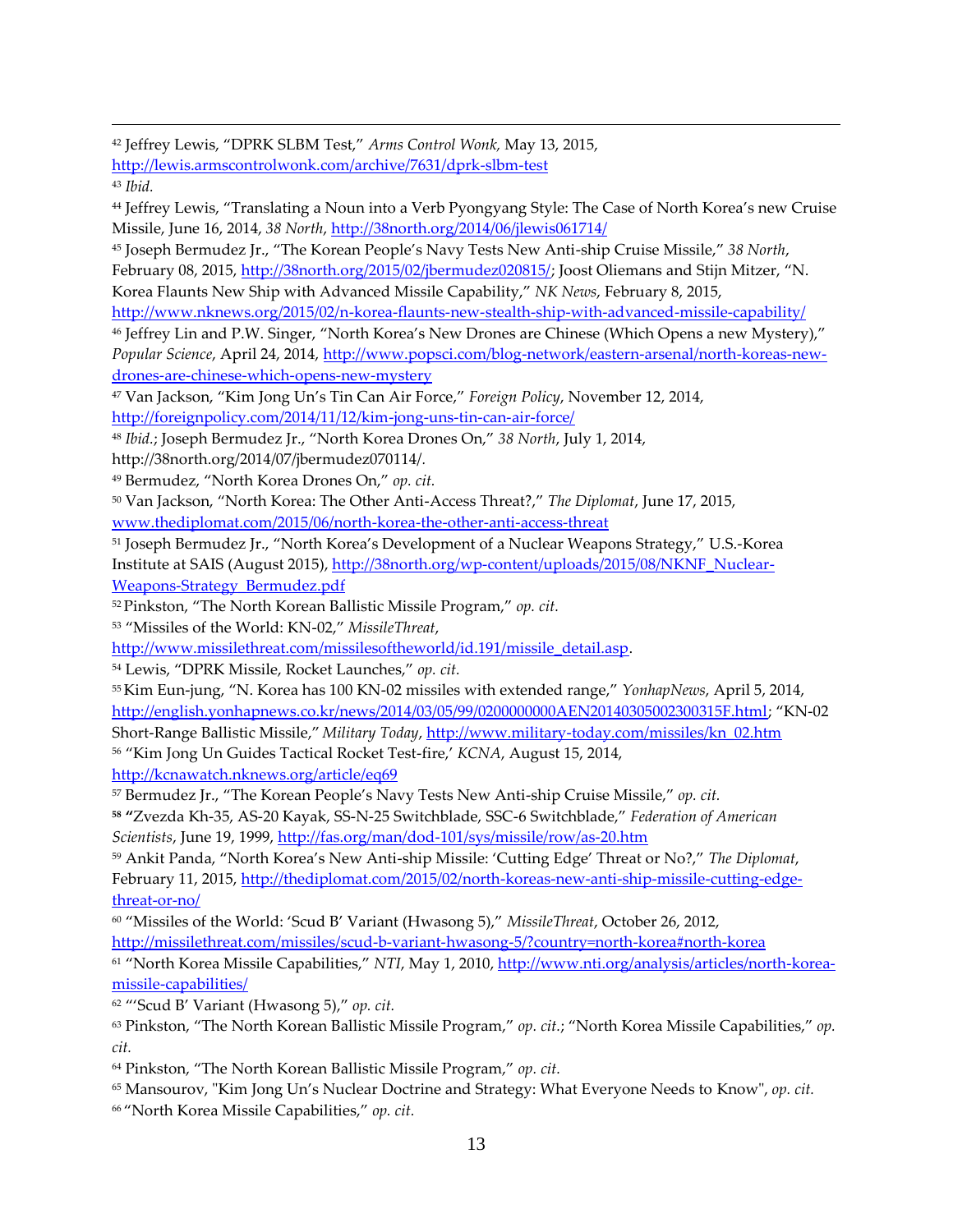[42] Jeffrey Lewis, "DPRK SLBM Test," *Arms Control Wonk*, May 13, 2015, http://lewis.armscontrolwonk.com/archive/7631/dprk-slbm-test

[43] *Ibid.*

[44] Jeffrey Lewis, "Translating a Noun into a Verb Pyongyang Style: The Case of North Korea's new Cruise Missile, June 16, 2014, *38 North*, http://38north.org/2014/06/jlewis061714/

[45] Joseph Bermudez Jr., "The Korean People's Navy Tests New Anti-ship Cruise Missile," *38 North*, February 08, 2015, http://38north.org/2015/02/jbermudez020815/; Joost Oliemans and Stijn Mitzer, "N. Korea Flaunts New Ship with Advanced Missile Capability," *NK News*, February 8, 2015, http://www.nknews.org/2015/02/n-korea-flaunts-new-stealth-ship-with-advanced-missile-capability/

[46] Jeffrey Lin and P.W. Singer, "North Korea's New Drones are Chinese (Which Opens a new Mystery)," *Popular Science*, April 24, 2014, http://www.popsci.com/blog-network/eastern-arsenal/north-koreas-new-drones-are-chinese-which-opens-new-mystery

[47] Van Jackson, "Kim Jong Un's Tin Can Air Force," *Foreign Policy*, November 12, 2014, http://foreignpolicy.com/2014/11/12/kim-jong-uns-tin-can-air-force/

[48] *Ibid.*; Joseph Bermudez Jr., "North Korea Drones On," *38 North*, July 1, 2014, http://38north.org/2014/07/jbermudez070114/.

[49] Bermudez, "North Korea Drones On," *op. cit.*

[50] Van Jackson, "North Korea: The Other Anti-Access Threat?," *The Diplomat*, June 17, 2015, www.thediplomat.com/2015/06/north-korea-the-other-anti-access-threat

[51] Joseph Bermudez Jr., "North Korea's Development of a Nuclear Weapons Strategy," U.S.-Korea Institute at SAIS (August 2015), http://38north.org/wp-content/uploads/2015/08/NKNF_Nuclear-Weapons-Strategy_Bermudez.pdf

[52] Pinkston, "The North Korean Ballistic Missile Program," *op. cit.*

[53] "Missiles of the World: KN-02," *MissileThreat*, http://www.missilethreat.com/missilesoftheworld/id.191/missile_detail.asp.

[54] Lewis, "DPRK Missile, Rocket Launches," *op. cit.*

[55] Kim Eun-jung, "N. Korea has 100 KN-02 missiles with extended range," *YonhapNews*, April 5, 2014, http://english.yonhapnews.co.kr/news/2014/03/05/99/0200000000AEN20140305002300315F.html; "KN-02 Short-Range Ballistic Missile," *Military Today*, http://www.military-today.com/missiles/kn_02.htm

[56] "Kim Jong Un Guides Tactical Rocket Test-fire,' *KCNA*, August 15, 2014, http://kcnawatch.nknews.org/article/eq69

[57] Bermudez Jr., "The Korean People's Navy Tests New Anti-ship Cruise Missile," *op. cit.*

[58] **"**Zvezda Kh-35, AS-20 Kayak, SS-N-25 Switchblade, SSC-6 Switchblade," *Federation of American Scientists*, June 19, 1999, http://fas.org/man/dod-101/sys/missile/row/as-20.htm

[59] Ankit Panda, "North Korea's New Anti-ship Missile: 'Cutting Edge' Threat or No?," *The Diplomat*, February 11, 2015, http://thediplomat.com/2015/02/north-koreas-new-anti-ship-missile-cutting-edge-threat-or-no/

[60] "Missiles of the World: 'Scud B' Variant (Hwasong 5)," *MissileThreat*, October 26, 2012, http://missilethreat.com/missiles/scud-b-variant-hwasong-5/?country=north-korea#north-korea

[61] "North Korea Missile Capabilities," *NTI*, May 1, 2010, http://www.nti.org/analysis/articles/north-korea-missile-capabilities/

[62] "'Scud B' Variant (Hwasong 5)," *op. cit.*

[63] Pinkston, "The North Korean Ballistic Missile Program," *op. cit.*; "North Korea Missile Capabilities," *op. cit.*

[64] Pinkston, "The North Korean Ballistic Missile Program," *op. cit.*

[65] Mansourov, "Kim Jong Un's Nuclear Doctrine and Strategy: What Everyone Needs to Know", *op. cit.*

[66] "North Korea Missile Capabilities," *op. cit.*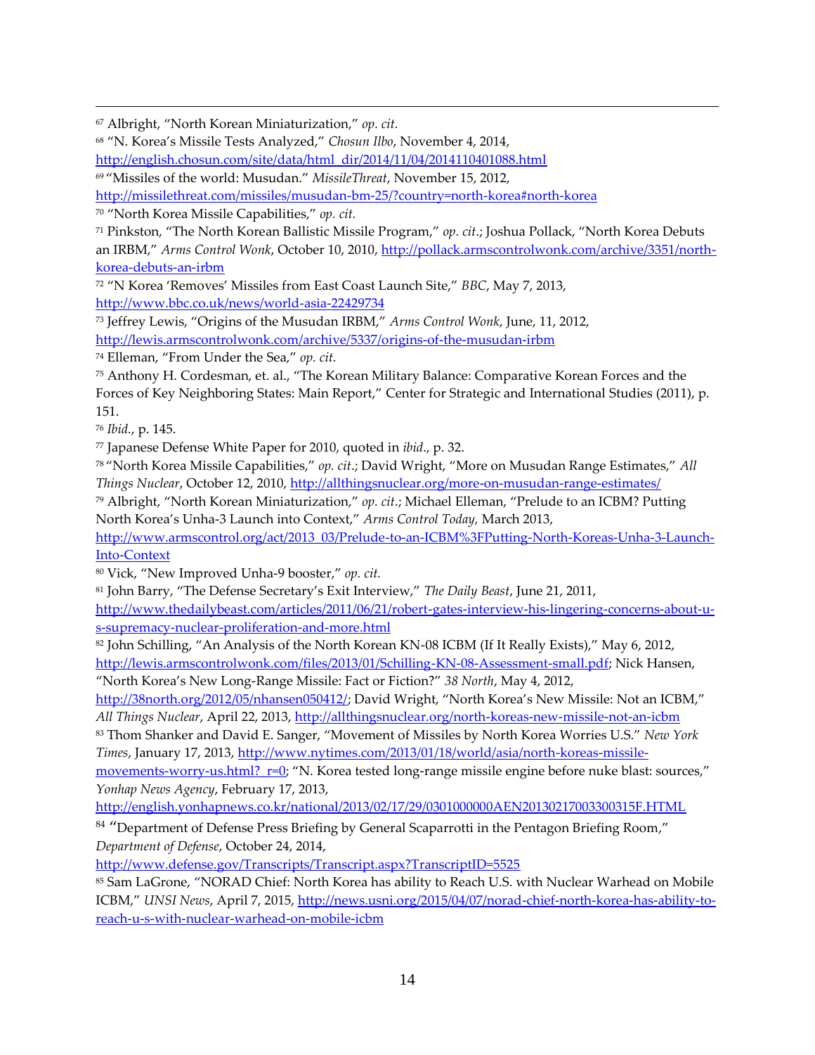[67] Albright, "North Korean Miniaturization," *op. cit.*

[68] "N. Korea's Missile Tests Analyzed," *Chosun Ilbo*, November 4, 2014, http://english.chosun.com/site/data/html_dir/2014/11/04/2014110401088.html

[69] "Missiles of the world: Musudan." *MissileThreat*, November 15, 2012, http://missilethreat.com/missiles/musudan-bm-25/?country=north-korea#north-korea

[70] "North Korea Missile Capabilities," *op. cit.*

[71] Pinkston, "The North Korean Ballistic Missile Program," *op. cit.*; Joshua Pollack, "North Korea Debuts an IRBM," *Arms Control Wonk*, October 10, 2010, http://pollack.armscontrolwonk.com/archive/3351/north-korea-debuts-an-irbm

[72] "N Korea 'Removes' Missiles from East Coast Launch Site," *BBC*, May 7, 2013, http://www.bbc.co.uk/news/world-asia-22429734

[73] Jeffrey Lewis, "Origins of the Musudan IRBM," *Arms Control Wonk*, June, 11, 2012, http://lewis.armscontrolwonk.com/archive/5337/origins-of-the-musudan-irbm

[74] Elleman, "From Under the Sea," *op. cit.*

[75] Anthony H. Cordesman, et. al., "The Korean Military Balance: Comparative Korean Forces and the Forces of Key Neighboring States: Main Report," Center for Strategic and International Studies (2011), p. 151.

[76] *Ibid.*, p. 145.

[77] Japanese Defense White Paper for 2010, quoted in *ibid.*, p. 32.

[78] "North Korea Missile Capabilities," *op. cit.*; David Wright, "More on Musudan Range Estimates," *All Things Nuclear*, October 12, 2010, http://allthingsnuclear.org/more-on-musudan-range-estimates/

[79] Albright, "North Korean Miniaturization," *op. cit.*; Michael Elleman, "Prelude to an ICBM? Putting North Korea's Unha-3 Launch into Context," *Arms Control Today,* March 2013, http://www.armscontrol.org/act/2013_03/Prelude-to-an-ICBM%3FPutting-North-Koreas-Unha-3-Launch-Into-Context

[80] Vick, "New Improved Unha-9 booster," *op. cit.*

[81] John Barry, "The Defense Secretary's Exit Interview," *The Daily Beast*, June 21, 2011, http://www.thedailybeast.com/articles/2011/06/21/robert-gates-interview-his-lingering-concerns-about-u-s-supremacy-nuclear-proliferation-and-more.html

[82] John Schilling, "An Analysis of the North Korean KN-08 ICBM (If It Really Exists)," May 6, 2012, http://lewis.armscontrolwonk.com/files/2013/01/Schilling-KN-08-Assessment-small.pdf; Nick Hansen, "North Korea's New Long-Range Missile: Fact or Fiction?" *38 North*, May 4, 2012, http://38north.org/2012/05/nhansen050412/; David Wright, "North Korea's New Missile: Not an ICBM," *All Things Nuclear*, April 22, 2013, http://allthingsnuclear.org/north-koreas-new-missile-not-an-icbm

[83] Thom Shanker and David E. Sanger, "Movement of Missiles by North Korea Worries U.S." *New York Times*, January 17, 2013, http://www.nytimes.com/2013/01/18/world/asia/north-koreas-missile-movements-worry-us.html?_r=0; "N. Korea tested long-range missile engine before nuke blast: sources," *Yonhap News Agency*, February 17, 2013, http://english.yonhapnews.co.kr/national/2013/02/17/29/0301000000AEN20130217003300315F.HTML

[84] "Department of Defense Press Briefing by General Scaparrotti in the Pentagon Briefing Room," *Department of Defense*, October 24, 2014, http://www.defense.gov/Transcripts/Transcript.aspx?TranscriptID=5525

[85] Sam LaGrone, "NORAD Chief: North Korea has ability to Reach U.S. with Nuclear Warhead on Mobile ICBM," *UNSI News*, April 7, 2015, http://news.usni.org/2015/04/07/norad-chief-north-korea-has-ability-to-reach-u-s-with-nuclear-warhead-on-mobile-icbm